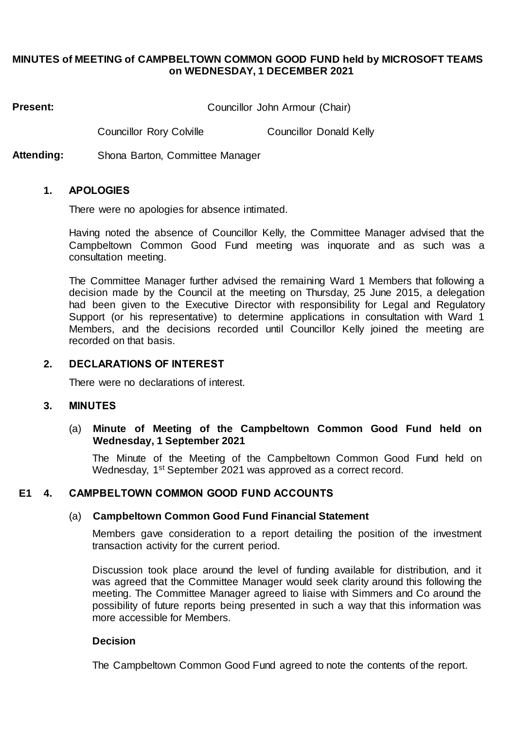**MINUTES of MEETING of CAMPBELTOWN COMMON GOOD FUND held by MICROSOFT TEAMS on WEDNESDAY, 1 DECEMBER 2021**

**Present:** Councillor John Armour (Chair)

Councillor Rory Colville    Councillor Donald Kelly

**Attending:** Shona Barton, Committee Manager

**1. APOLOGIES**

There were no apologies for absence intimated.

Having noted the absence of Councillor Kelly, the Committee Manager advised that the Campbeltown Common Good Fund meeting was inquorate and as such was a consultation meeting.

The Committee Manager further advised the remaining Ward 1 Members that following a decision made by the Council at the meeting on Thursday, 25 June 2015, a delegation had been given to the Executive Director with responsibility for Legal and Regulatory Support (or his representative) to determine applications in consultation with Ward 1 Members, and the decisions recorded until Councillor Kelly joined the meeting are recorded on that basis.

**2. DECLARATIONS OF INTEREST**

There were no declarations of interest.

**3. MINUTES**

(a) **Minute of Meeting of the Campbeltown Common Good Fund held on Wednesday, 1 September 2021**

The Minute of the Meeting of the Campbeltown Common Good Fund held on Wednesday, 1st September 2021 was approved as a correct record.

**E1 4. CAMPBELTOWN COMMON GOOD FUND ACCOUNTS**

(a) **Campbeltown Common Good Fund Financial Statement**

Members gave consideration to a report detailing the position of the investment transaction activity for the current period.

Discussion took place around the level of funding available for distribution, and it was agreed that the Committee Manager would seek clarity around this following the meeting. The Committee Manager agreed to liaise with Simmers and Co around the possibility of future reports being presented in such a way that this information was more accessible for Members.

**Decision**

The Campbeltown Common Good Fund agreed to note the contents of the report.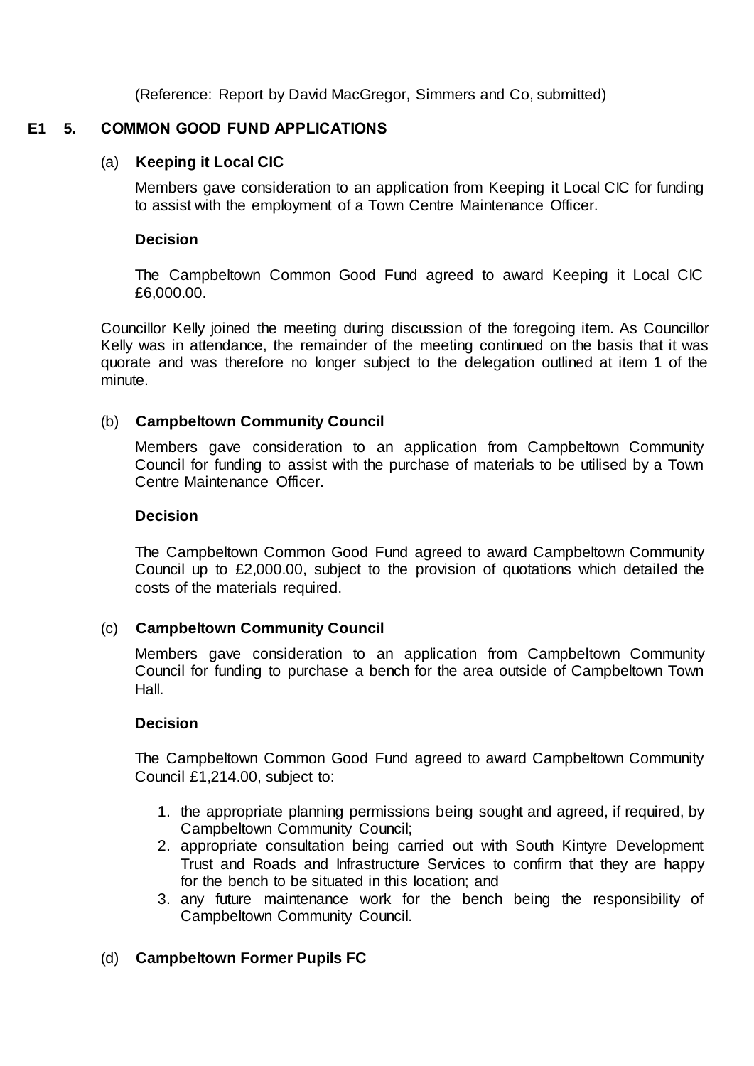(Reference: Report by David MacGregor, Simmers and Co, submitted)

**E1 5. COMMON GOOD FUND APPLICATIONS**

(a) **Keeping it Local CIC**

Members gave consideration to an application from Keeping it Local CIC for funding to assist with the employment of a Town Centre Maintenance Officer.

**Decision**

The Campbeltown Common Good Fund agreed to award Keeping it Local CIC £6,000.00.

Councillor Kelly joined the meeting during discussion of the foregoing item. As Councillor Kelly was in attendance, the remainder of the meeting continued on the basis that it was quorate and was therefore no longer subject to the delegation outlined at item 1 of the minute.

(b) **Campbeltown Community Council**

Members gave consideration to an application from Campbeltown Community Council for funding to assist with the purchase of materials to be utilised by a Town Centre Maintenance Officer.

**Decision**

The Campbeltown Common Good Fund agreed to award Campbeltown Community Council up to £2,000.00, subject to the provision of quotations which detailed the costs of the materials required.

(c) **Campbeltown Community Council**

Members gave consideration to an application from Campbeltown Community Council for funding to purchase a bench for the area outside of Campbeltown Town Hall.

**Decision**

The Campbeltown Common Good Fund agreed to award Campbeltown Community Council £1,214.00, subject to:

1. the appropriate planning permissions being sought and agreed, if required, by Campbeltown Community Council;
2. appropriate consultation being carried out with South Kintyre Development Trust and Roads and Infrastructure Services to confirm that they are happy for the bench to be situated in this location; and
3. any future maintenance work for the bench being the responsibility of Campbeltown Community Council.

(d) **Campbeltown Former Pupils FC**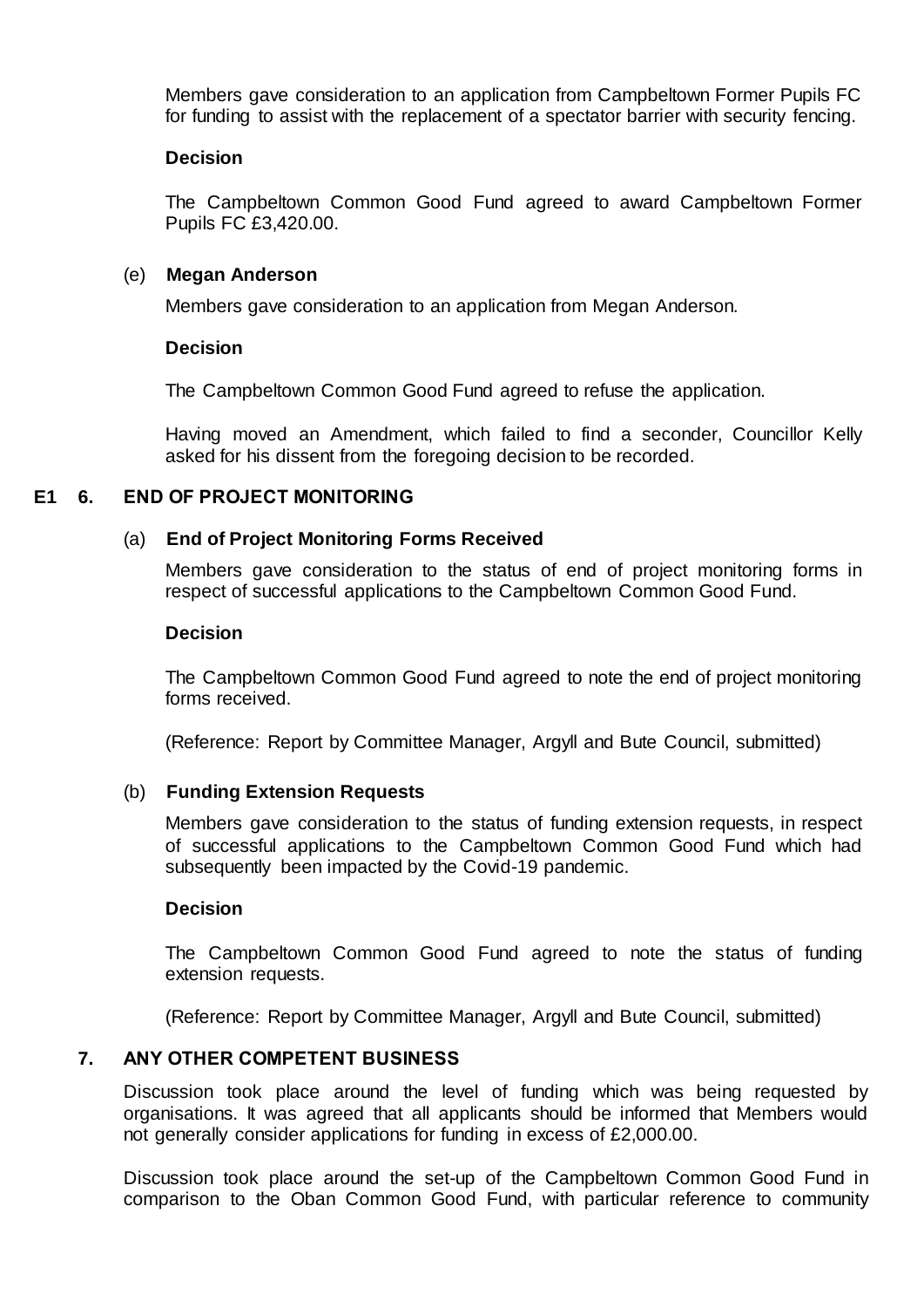Members gave consideration to an application from Campbeltown Former Pupils FC for funding to assist with the replacement of a spectator barrier with security fencing.

**Decision**

The Campbeltown Common Good Fund agreed to award Campbeltown Former Pupils FC £3,420.00.

(e) **Megan Anderson**

Members gave consideration to an application from Megan Anderson.

**Decision**

The Campbeltown Common Good Fund agreed to refuse the application.

Having moved an Amendment, which failed to find a seconder, Councillor Kelly asked for his dissent from the foregoing decision to be recorded.

## E1 6. END OF PROJECT MONITORING

(a) **End of Project Monitoring Forms Received**

Members gave consideration to the status of end of project monitoring forms in respect of successful applications to the Campbeltown Common Good Fund.

**Decision**

The Campbeltown Common Good Fund agreed to note the end of project monitoring forms received.

(Reference: Report by Committee Manager, Argyll and Bute Council, submitted)

(b) **Funding Extension Requests**

Members gave consideration to the status of funding extension requests, in respect of successful applications to the Campbeltown Common Good Fund which had subsequently been impacted by the Covid-19 pandemic.

**Decision**

The Campbeltown Common Good Fund agreed to note the status of funding extension requests.

(Reference: Report by Committee Manager, Argyll and Bute Council, submitted)

## 7. ANY OTHER COMPETENT BUSINESS

Discussion took place around the level of funding which was being requested by organisations. It was agreed that all applicants should be informed that Members would not generally consider applications for funding in excess of £2,000.00.

Discussion took place around the set-up of the Campbeltown Common Good Fund in comparison to the Oban Common Good Fund, with particular reference to community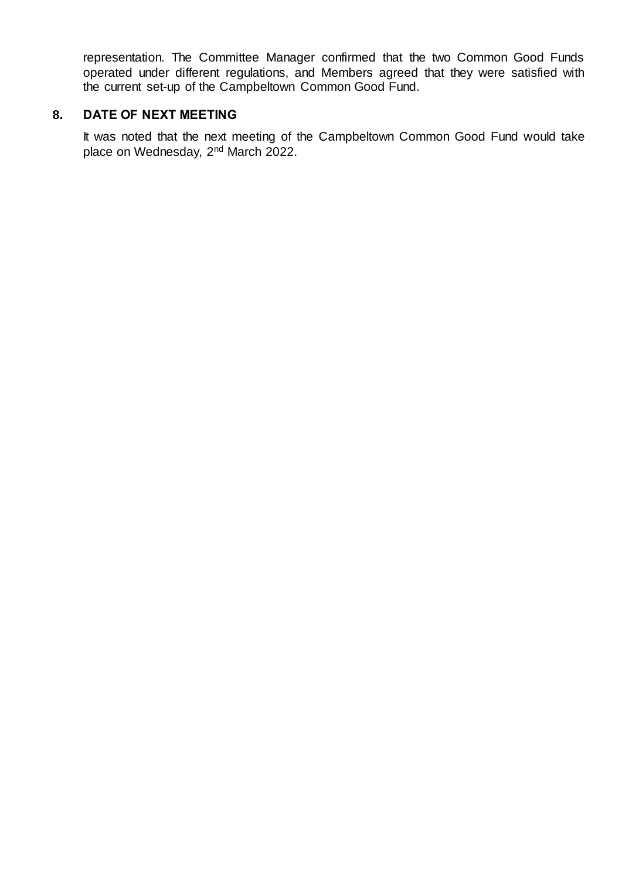representation. The Committee Manager confirmed that the two Common Good Funds operated under different regulations, and Members agreed that they were satisfied with the current set-up of the Campbeltown Common Good Fund.

## 8. DATE OF NEXT MEETING

It was noted that the next meeting of the Campbeltown Common Good Fund would take place on Wednesday, 2nd March 2022.